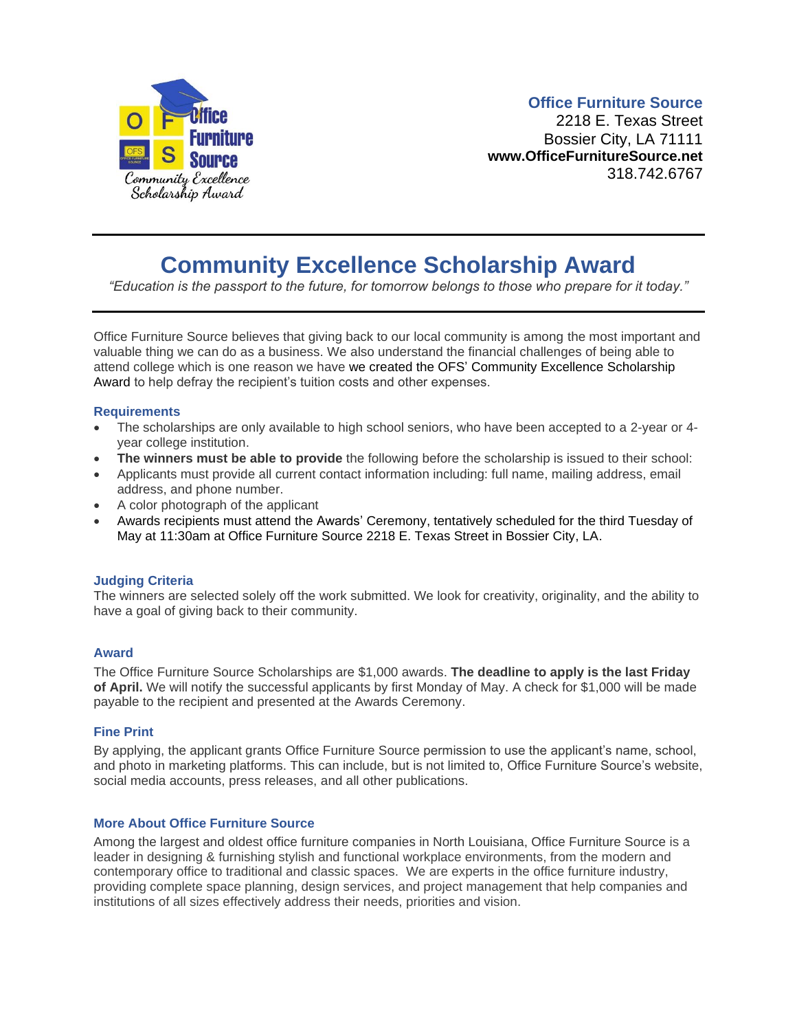**Office Furniture Source**
2218 E. Texas Street
Bossier City, LA 71111
**www.OfficeFurnitureSource.net**
318.742.6767

# Community Excellence Scholarship Award

*"Education is the passport to the future, for tomorrow belongs to those who prepare for it today."*

Office Furniture Source believes that giving back to our local community is among the most important and valuable thing we can do as a business. We also understand the financial challenges of being able to attend college which is one reason we have we created the OFS' Community Excellence Scholarship Award to help defray the recipient's tuition costs and other expenses.

### Requirements

- The scholarships are only available to high school seniors, who have been accepted to a 2-year or 4-year college institution.
- **The winners must be able to provide** the following before the scholarship is issued to their school:
- Applicants must provide all current contact information including: full name, mailing address, email address, and phone number.
- A color photograph of the applicant
- Awards recipients must attend the Awards' Ceremony, tentatively scheduled for the third Tuesday of May at 11:30am at Office Furniture Source 2218 E. Texas Street in Bossier City, LA.

### Judging Criteria

The winners are selected solely off the work submitted. We look for creativity, originality, and the ability to have a goal of giving back to their community.

### Award

The Office Furniture Source Scholarships are $1,000 awards. **The deadline to apply is the last Friday of April.** We will notify the successful applicants by first Monday of May. A check for $1,000 will be made payable to the recipient and presented at the Awards Ceremony.

### Fine Print

By applying, the applicant grants Office Furniture Source permission to use the applicant's name, school, and photo in marketing platforms. This can include, but is not limited to, Office Furniture Source's website, social media accounts, press releases, and all other publications.

### More About Office Furniture Source

Among the largest and oldest office furniture companies in North Louisiana, Office Furniture Source is a leader in designing & furnishing stylish and functional workplace environments, from the modern and contemporary office to traditional and classic spaces. We are experts in the office furniture industry, providing complete space planning, design services, and project management that help companies and institutions of all sizes effectively address their needs, priorities and vision.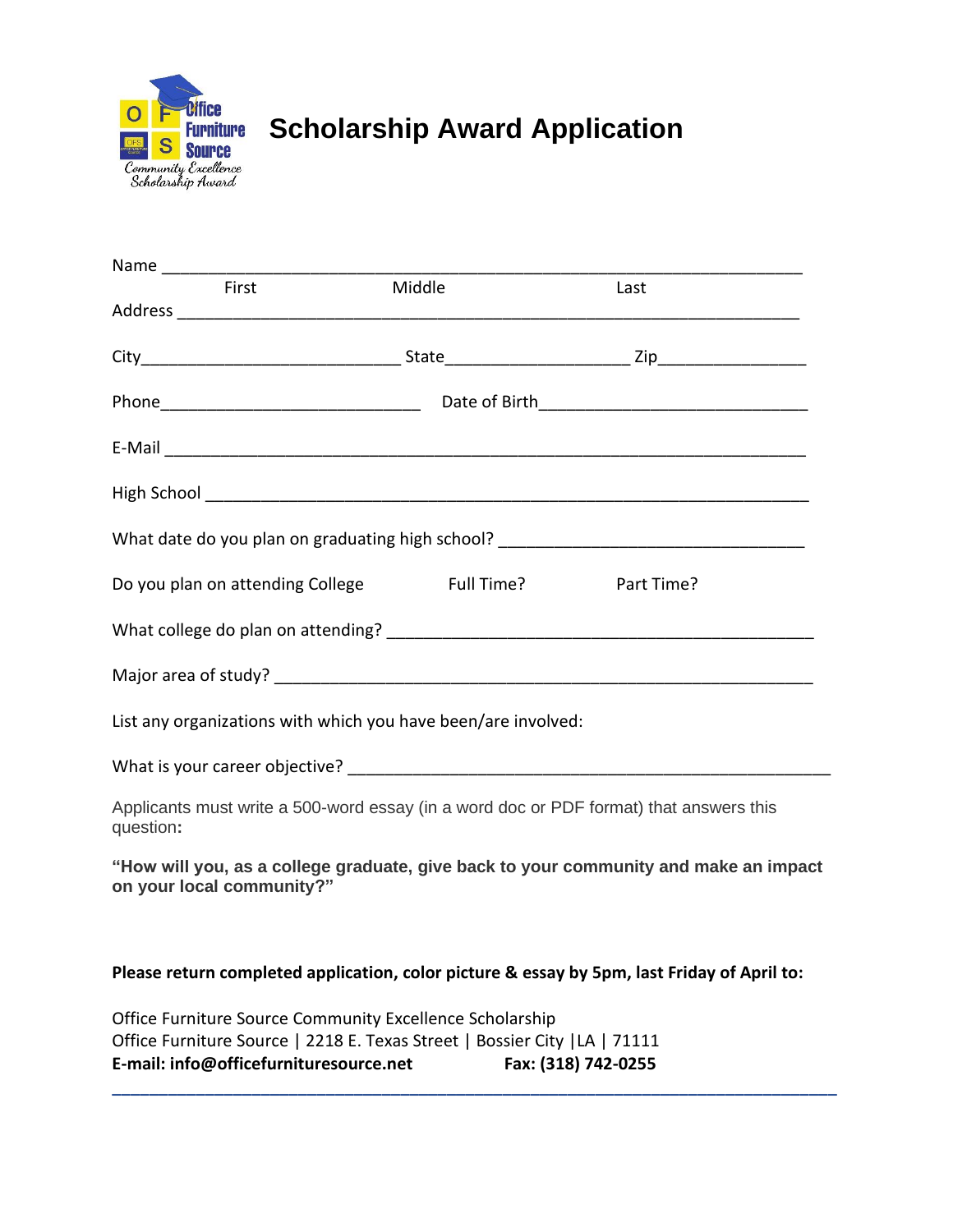# Scholarship Award Application

Name ___________________________________________________________________________

First Middle Last

Address _________________________________________________________________________

City_____________________________ State____________________ Zip________________

Phone_____________________________ Date of Birth______________________________

E-Mail ___________________________________________________________________________

High School _______________________________________________________________________

What date do you plan on graduating high school? _________________________________

Do you plan on attending College Full Time? Part Time?

What college do plan on attending? ________________________________________________

Major area of study? ______________________________________________________________

List any organizations with which you have been/are involved:

What is your career objective? ____________________________________________________

Applicants must write a 500-word essay (in a word doc or PDF format) that answers this question**:**

**"How will you, as a college graduate, give back to your community and make an impact on your local community?"**

**Please return completed application, color picture & essay by 5pm, last Friday of April to:**

Office Furniture Source Community Excellence Scholarship
Office Furniture Source | 2218 E. Texas Street | Bossier City |LA | 71111
**E-mail: info@officefurnituresource.net** **Fax: (318) 742-0255**